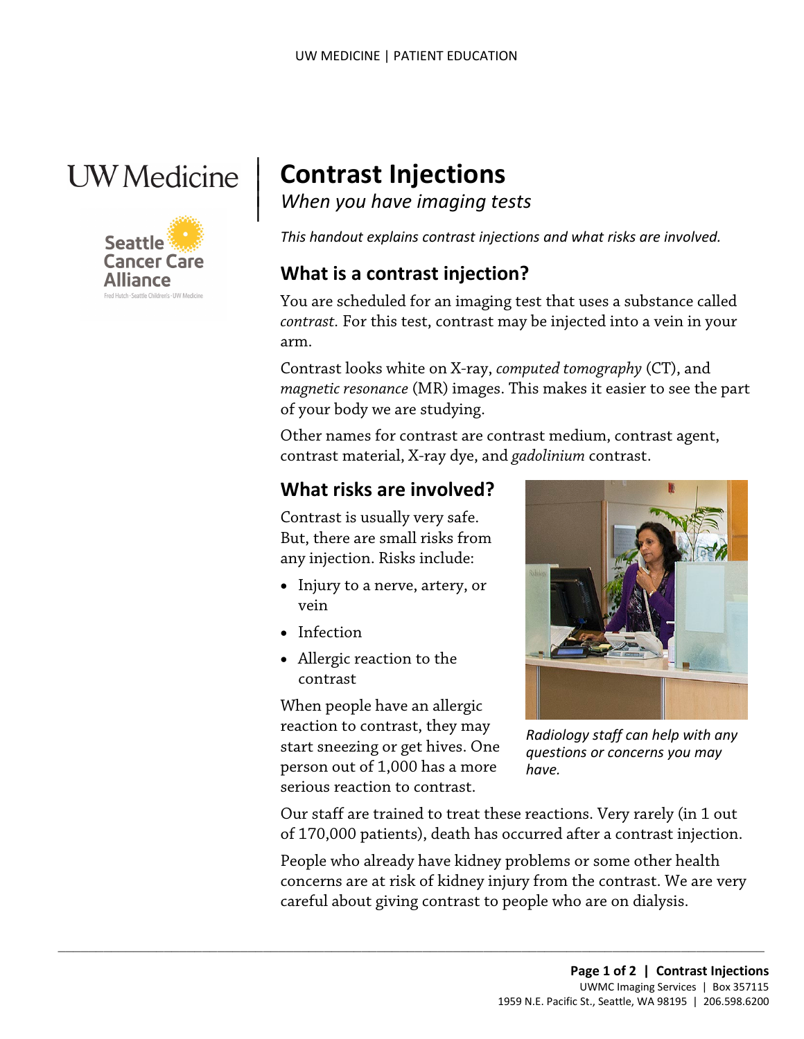# Contrast Injections

*When you have imaging tests*

*This handout explains contrast injections and what risks are involved.*

## What is a contrast injection?

You are scheduled for an imaging test that uses a substance called *contrast.* For this test, contrast may be injected into a vein in your arm.

Contrast looks white on X-ray, *computed tomography* (CT), and *magnetic resonance* (MR) images. This makes it easier to see the part of your body we are studying.

Other names for contrast are contrast medium, contrast agent, contrast material, X-ray dye, and *gadolinium* contrast.

## What risks are involved?

Contrast is usually very safe. But, there are small risks from any injection. Risks include:

- Injury to a nerve, artery, or vein
- Infection
- Allergic reaction to the contrast

When people have an allergic reaction to contrast, they may start sneezing or get hives. One person out of 1,000 has a more serious reaction to contrast.

*Radiology staff can help with any questions or concerns you may have.*

Our staff are trained to treat these reactions. Very rarely (in 1 out of 170,000 patients), death has occurred after a contrast injection.

People who already have kidney problems or some other health concerns are at risk of kidney injury from the contrast. We are very careful about giving contrast to people who are on dialysis.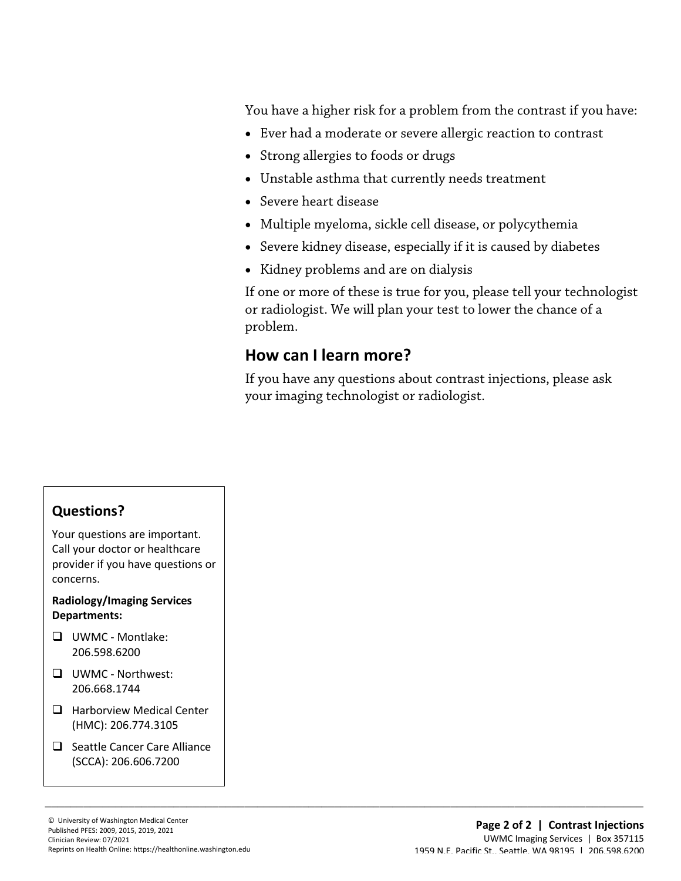You have a higher risk for a problem from the contrast if you have:

- Ever had a moderate or severe allergic reaction to contrast
- Strong allergies to foods or drugs
- Unstable asthma that currently needs treatment
- Severe heart disease
- Multiple myeloma, sickle cell disease, or polycythemia
- Severe kidney disease, especially if it is caused by diabetes
- Kidney problems and are on dialysis

If one or more of these is true for you, please tell your technologist or radiologist. We will plan your test to lower the chance of a problem.

## How can I learn more?

If you have any questions about contrast injections, please ask your imaging technologist or radiologist.

## Questions?

Your questions are important. Call your doctor or healthcare provider if you have questions or concerns.

**Radiology/Imaging Services Departments:**

- ❑ UWMC - Montlake: 206.598.6200
- ❑ UWMC - Northwest: 206.668.1744
- ❑ Harborview Medical Center (HMC): 206.774.3105
- ❑ Seattle Cancer Care Alliance (SCCA): 206.606.7200

© University of Washington Medical Center
Published PFES: 2009, 2015, 2019, 2021
Clinician Review: 07/2021
Reprints on Health Online: https://healthonline.washington.edu

UWMC Imaging Services | Box 357115
1959 N.E. Pacific St., Seattle, WA 98195 | 206.598.6200